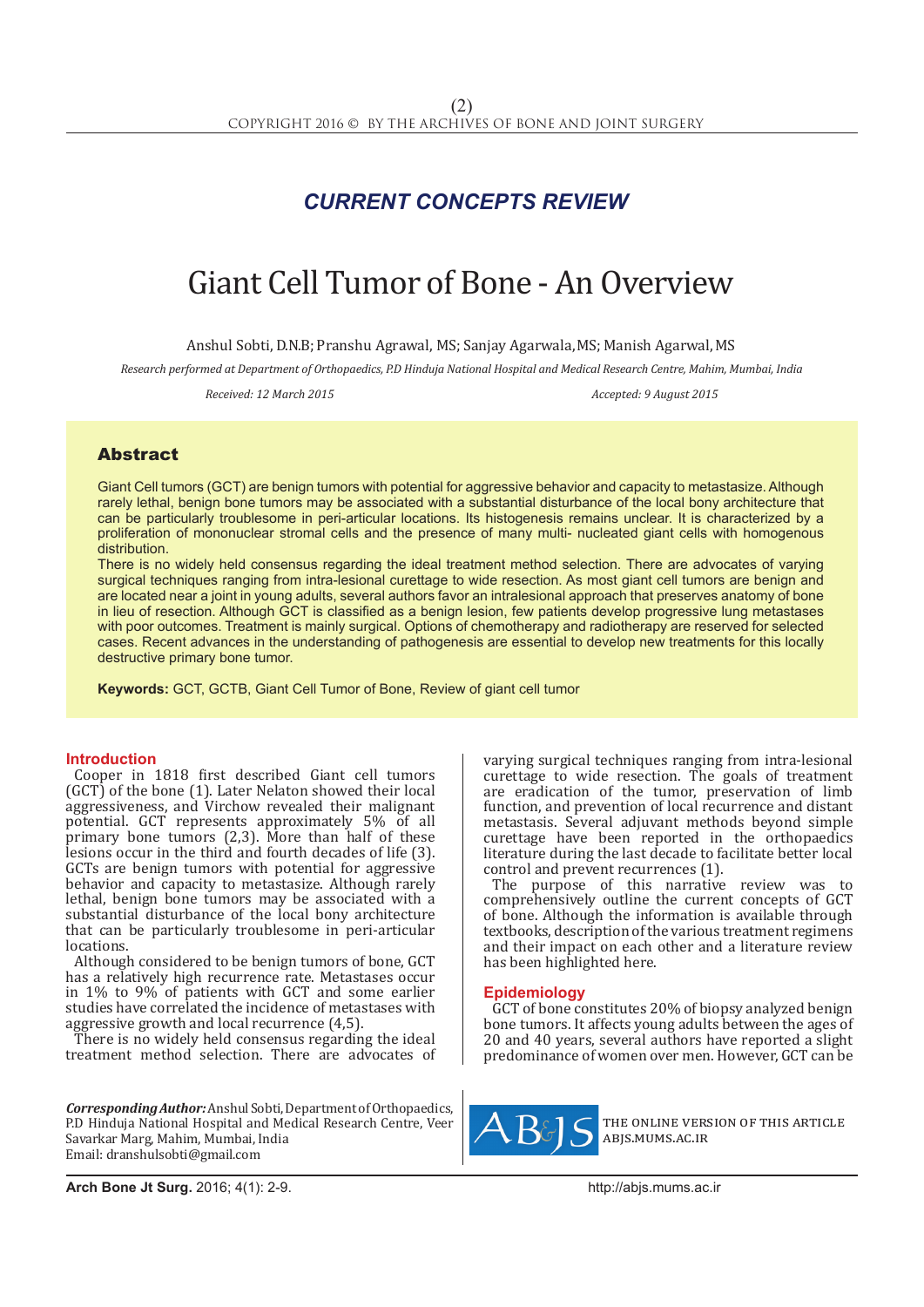*CURRENT CONCEPTS REVIEW*

# Giant Cell Tumor of Bone - An Overview

Anshul Sobti, D.N.B; Pranshu Agrawal, MS; Sanjay Agarwala, MS; Manish Agarwal, MS

*Research performed at Department of Orthopaedics, P.D Hinduja National Hospital and Medical Research Centre, Mahim, Mumbai, India*

*Received: 12 March 2015* *Accepted: 9 August 2015*

## Abstract

Giant Cell tumors (GCT) are benign tumors with potential for aggressive behavior and capacity to metastasize. Although rarely lethal, benign bone tumors may be associated with a substantial disturbance of the local bony architecture that can be particularly troublesome in peri-articular locations. Its histogenesis remains unclear. It is characterized by a proliferation of mononuclear stromal cells and the presence of many multi- nucleated giant cells with homogenous distribution.

There is no widely held consensus regarding the ideal treatment method selection. There are advocates of varying surgical techniques ranging from intra-lesional curettage to wide resection. As most giant cell tumors are benign and are located near a joint in young adults, several authors favor an intralesional approach that preserves anatomy of bone in lieu of resection. Although GCT is classified as a benign lesion, few patients develop progressive lung metastases with poor outcomes. Treatment is mainly surgical. Options of chemotherapy and radiotherapy are reserved for selected cases. Recent advances in the understanding of pathogenesis are essential to develop new treatments for this locally destructive primary bone tumor.

**Keywords:** GCT, GCTB, Giant Cell Tumor of Bone, Review of giant cell tumor

## Introduction

Cooper in 1818 first described Giant cell tumors (GCT) of the bone (1). Later Nelaton showed their local aggressiveness, and Virchow revealed their malignant potential. GCT represents approximately 5% of all primary bone tumors (2,3). More than half of these lesions occur in the third and fourth decades of life (3). GCTs are benign tumors with potential for aggressive behavior and capacity to metastasize. Although rarely lethal, benign bone tumors may be associated with a substantial disturbance of the local bony architecture that can be particularly troublesome in peri-articular locations.

Although considered to be benign tumors of bone, GCT has a relatively high recurrence rate. Metastases occur in 1% to 9% of patients with GCT and some earlier studies have correlated the incidence of metastases with aggressive growth and local recurrence (4,5).

There is no widely held consensus regarding the ideal treatment method selection. There are advocates of varying surgical techniques ranging from intra-lesional curettage to wide resection. The goals of treatment are eradication of the tumor, preservation of limb function, and prevention of local recurrence and distant metastasis. Several adjuvant methods beyond simple curettage have been reported in the orthopaedics literature during the last decade to facilitate better local control and prevent recurrences (1).

The purpose of this narrative review was to comprehensively outline the current concepts of GCT of bone. Although the information is available through textbooks, description of the various treatment regimens and their impact on each other and a literature review has been highlighted here.

## Epidemiology

GCT of bone constitutes 20% of biopsy analyzed benign bone tumors. It affects young adults between the ages of 20 and 40 years, several authors have reported a slight predominance of women over men. However, GCT can be

***Corresponding Author:*** Anshul Sobti, Department of Orthopaedics, P.D Hinduja National Hospital and Medical Research Centre, Veer Savarkar Marg, Mahim, Mumbai, India
Email: dranshulsobti@gmail.com

THE ONLINE VERSION OF THIS ARTICLE ABJS.MUMS.AC.IR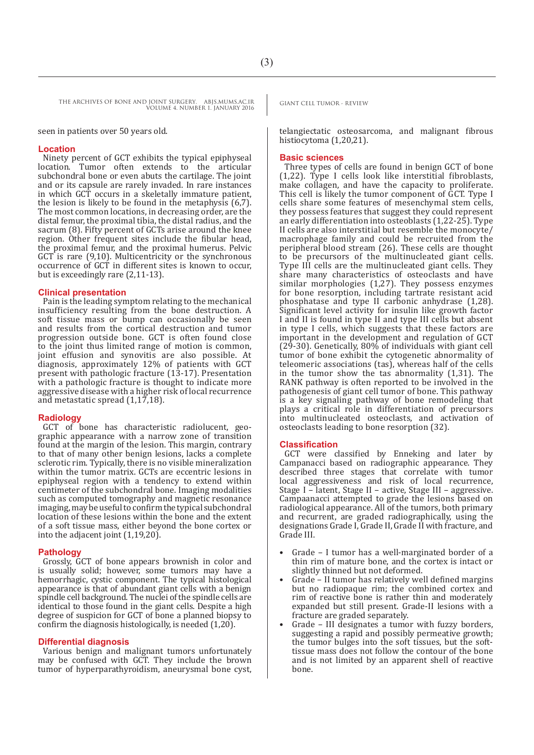seen in patients over 50 years old.

## Location

Ninety percent of GCT exhibits the typical epiphyseal location. Tumor often extends to the articular subchondral bone or even abuts the cartilage. The joint and or its capsule are rarely invaded. In rare instances in which GCT occurs in a skeletally immature patient, the lesion is likely to be found in the metaphysis (6,7). The most common locations, in decreasing order, are the distal femur, the proximal tibia, the distal radius, and the sacrum (8). Fifty percent of GCTs arise around the knee region. Other frequent sites include the fibular head, the proximal femur, and the proximal humerus. Pelvic GCT is rare (9,10). Multicentricity or the synchronous occurrence of GCT in different sites is known to occur, but is exceedingly rare (2,11-13).

## Clinical presentation

Pain is the leading symptom relating to the mechanical insufficiency resulting from the bone destruction. A soft tissue mass or bump can occasionally be seen and results from the cortical destruction and tumor progression outside bone. GCT is often found close to the joint thus limited range of motion is common, joint effusion and synovitis are also possible. At diagnosis, approximately 12% of patients with GCT present with pathologic fracture (13-17). Presentation with a pathologic fracture is thought to indicate more aggressive disease with a higher risk of local recurrence and metastatic spread (1,17,18).

## Radiology

GCT of bone has characteristic radiolucent, geographic appearance with a narrow zone of transition found at the margin of the lesion. This margin, contrary to that of many other benign lesions, lacks a complete sclerotic rim. Typically, there is no visible mineralization within the tumor matrix. GCTs are eccentric lesions in epiphyseal region with a tendency to extend within centimeter of the subchondral bone. Imaging modalities such as computed tomography and magnetic resonance imaging, may be useful to confirm the typical subchondral location of these lesions within the bone and the extent of a soft tissue mass, either beyond the bone cortex or into the adjacent joint (1,19,20).

## Pathology

Grossly, GCT of bone appears brownish in color and is usually solid; however, some tumors may have a hemorrhagic, cystic component. The typical histological appearance is that of abundant giant cells with a benign spindle cell background. The nuclei of the spindle cells are identical to those found in the giant cells. Despite a high degree of suspicion for GCT of bone a planned biopsy to confirm the diagnosis histologically, is needed (1,20).

## Differential diagnosis

Various benign and malignant tumors unfortunately may be confused with GCT. They include the brown tumor of hyperparathyroidism, aneurysmal bone cyst, telangiectatic osteosarcoma, and malignant fibrous histiocytoma (1,20,21).

## Basic sciences

Three types of cells are found in benign GCT of bone (1,22). Type I cells look like interstitial fibroblasts, make collagen, and have the capacity to proliferate. This cell is likely the tumor component of GCT. Type I cells share some features of mesenchymal stem cells, they possess features that suggest they could represent an early differentiation into osteoblasts (1,22-25). Type II cells are also interstitial but resemble the monocyte/macrophage family and could be recruited from the peripheral blood stream (26). These cells are thought to be precursors of the multinucleated giant cells. Type III cells are the multinucleated giant cells. They share many characteristics of osteoclasts and have similar morphologies (1,27). They possess enzymes for bone resorption, including tartrate resistant acid phosphatase and type II carbonic anhydrase (1,28). Significant level activity for insulin like growth factor I and II is found in type II and type III cells but absent in type I cells, which suggests that these factors are important in the development and regulation of GCT (29-30). Genetically, 80% of individuals with giant cell tumor of bone exhibit the cytogenetic abnormality of teleomeric associations (tas), whereas half of the cells in the tumor show the tas abnormality (1,31). The RANK pathway is often reported to be involved in the pathogenesis of giant cell tumor of bone. This pathway is a key signaling pathway of bone remodeling that plays a critical role in differentiation of precursors into multinucleated osteoclasts, and activation of osteoclasts leading to bone resorption (32).

## Classification

GCT were classified by Enneking and later by Campanacci based on radiographic appearance. They described three stages that correlate with tumor local aggressiveness and risk of local recurrence, Stage I – latent, Stage II – active, Stage III – aggressive. Campaanacci attempted to grade the lesions based on radiological appearance. All of the tumors, both primary and recurrent, are graded radiographically, using the designations Grade I, Grade II, Grade II with fracture, and Grade III.

- Grade – I tumor has a well-marginated border of a thin rim of mature bone, and the cortex is intact or slightly thinned but not deformed.
- Grade – II tumor has relatively well defined margins but no radiopaque rim; the combined cortex and rim of reactive bone is rather thin and moderately expanded but still present. Grade-II lesions with a fracture are graded separately.
- Grade – III designates a tumor with fuzzy borders, suggesting a rapid and possibly permeative growth; the tumor bulges into the soft tissues, but the soft-tissue mass does not follow the contour of the bone and is not limited by an apparent shell of reactive bone.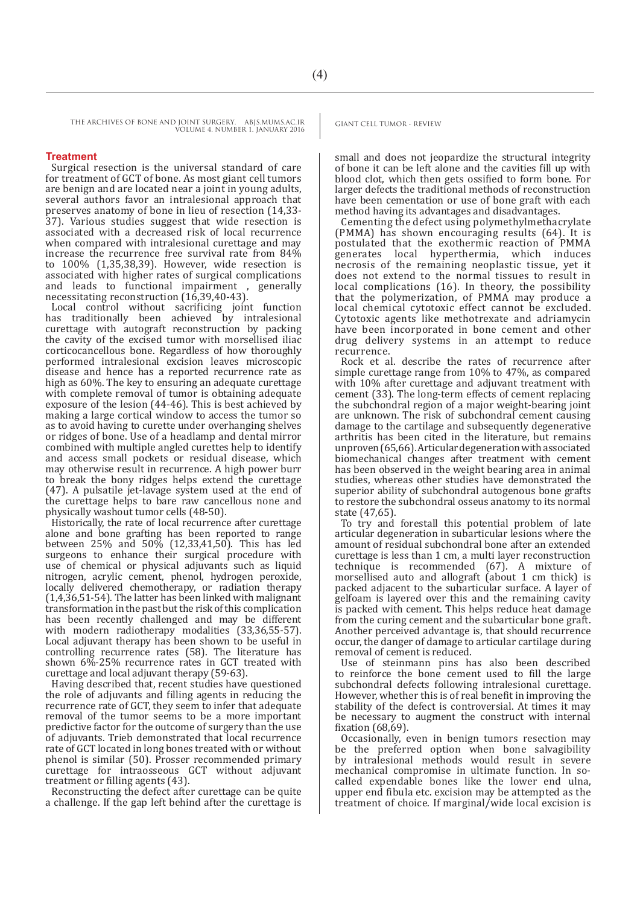## Treatment

Surgical resection is the universal standard of care for treatment of GCT of bone. As most giant cell tumors are benign and are located near a joint in young adults, several authors favor an intralesional approach that preserves anatomy of bone in lieu of resection (14,33-37). Various studies suggest that wide resection is associated with a decreased risk of local recurrence when compared with intralesional curettage and may increase the recurrence free survival rate from 84% to 100% (1,35,38,39). However, wide resection is associated with higher rates of surgical complications and leads to functional impairment , generally necessitating reconstruction (16,39,40-43).

Local control without sacrificing joint function has traditionally been achieved by intralesional curettage with autograft reconstruction by packing the cavity of the excised tumor with morsellised iliac corticocancellous bone. Regardless of how thoroughly performed intralesional excision leaves microscopic disease and hence has a reported recurrence rate as high as 60%. The key to ensuring an adequate curettage with complete removal of tumor is obtaining adequate exposure of the lesion (44-46). This is best achieved by making a large cortical window to access the tumor so as to avoid having to curette under overhanging shelves or ridges of bone. Use of a headlamp and dental mirror combined with multiple angled curettes help to identify and access small pockets or residual disease, which may otherwise result in recurrence. A high power burr to break the bony ridges helps extend the curettage (47). A pulsatile jet-lavage system used at the end of the curettage helps to bare raw cancellous none and physically washout tumor cells (48-50).

Historically, the rate of local recurrence after curettage alone and bone grafting has been reported to range between 25% and 50% (12,33,41,50). This has led surgeons to enhance their surgical procedure with use of chemical or physical adjuvants such as liquid nitrogen, acrylic cement, phenol, hydrogen peroxide, locally delivered chemotherapy, or radiation therapy (1,4,36,51-54). The latter has been linked with malignant transformation in the past but the risk of this complication has been recently challenged and may be different with modern radiotherapy modalities (33,36,55-57). Local adjuvant therapy has been shown to be useful in controlling recurrence rates (58). The literature has shown 6%-25% recurrence rates in GCT treated with curettage and local adjuvant therapy (59-63).

Having described that, recent studies have questioned the role of adjuvants and filling agents in reducing the recurrence rate of GCT, they seem to infer that adequate removal of the tumor seems to be a more important predictive factor for the outcome of surgery than the use of adjuvants. Trieb demonstrated that local recurrence rate of GCT located in long bones treated with or without phenol is similar (50). Prosser recommended primary curettage for intraosseous GCT without adjuvant treatment or filling agents (43).

Reconstructing the defect after curettage can be quite a challenge. If the gap left behind after the curettage is small and does not jeopardize the structural integrity of bone it can be left alone and the cavities fill up with blood clot, which then gets ossified to form bone. For larger defects the traditional methods of reconstruction have been cementation or use of bone graft with each method having its advantages and disadvantages.

Cementing the defect using polymethylmethacrylate (PMMA) has shown encouraging results (64). It is postulated that the exothermic reaction of PMMA generates local hyperthermia, which induces necrosis of the remaining neoplastic tissue, yet it does not extend to the normal tissues to result in local complications (16). In theory, the possibility that the polymerization, of PMMA may produce a local chemical cytotoxic effect cannot be excluded. Cytotoxic agents like methotrexate and adriamycin have been incorporated in bone cement and other drug delivery systems in an attempt to reduce recurrence.

Rock et al. describe the rates of recurrence after simple curettage range from 10% to 47%, as compared with 10% after curettage and adjuvant treatment with cement (33). The long-term effects of cement replacing the subchondral region of a major weight-bearing joint are unknown. The risk of subchondral cement causing damage to the cartilage and subsequently degenerative arthritis has been cited in the literature, but remains unproven (65,66). Articular degeneration with associated biomechanical changes after treatment with cement has been observed in the weight bearing area in animal studies, whereas other studies have demonstrated the superior ability of subchondral autogenous bone grafts to restore the subchondral osseus anatomy to its normal state (47,65).

To try and forestall this potential problem of late articular degeneration in subarticular lesions where the amount of residual subchondral bone after an extended curettage is less than 1 cm, a multi layer reconstruction technique is recommended (67). A mixture of morsellised auto and allograft (about 1 cm thick) is packed adjacent to the subarticular surface. A layer of gelfoam is layered over this and the remaining cavity is packed with cement. This helps reduce heat damage from the curing cement and the subarticular bone graft. Another perceived advantage is, that should recurrence occur, the danger of damage to articular cartilage during removal of cement is reduced.

Use of steinmann pins has also been described to reinforce the bone cement used to fill the large subchondral defects following intralesional curettage. However, whether this is of real benefit in improving the stability of the defect is controversial. At times it may be necessary to augment the construct with internal fixation (68,69).

Occasionally, even in benign tumors resection may be the preferred option when bone salvagibility by intralesional methods would result in severe mechanical compromise in ultimate function. In so-called expendable bones like the lower end ulna, upper end fibula etc. excision may be attempted as the treatment of choice. If marginal/wide local excision is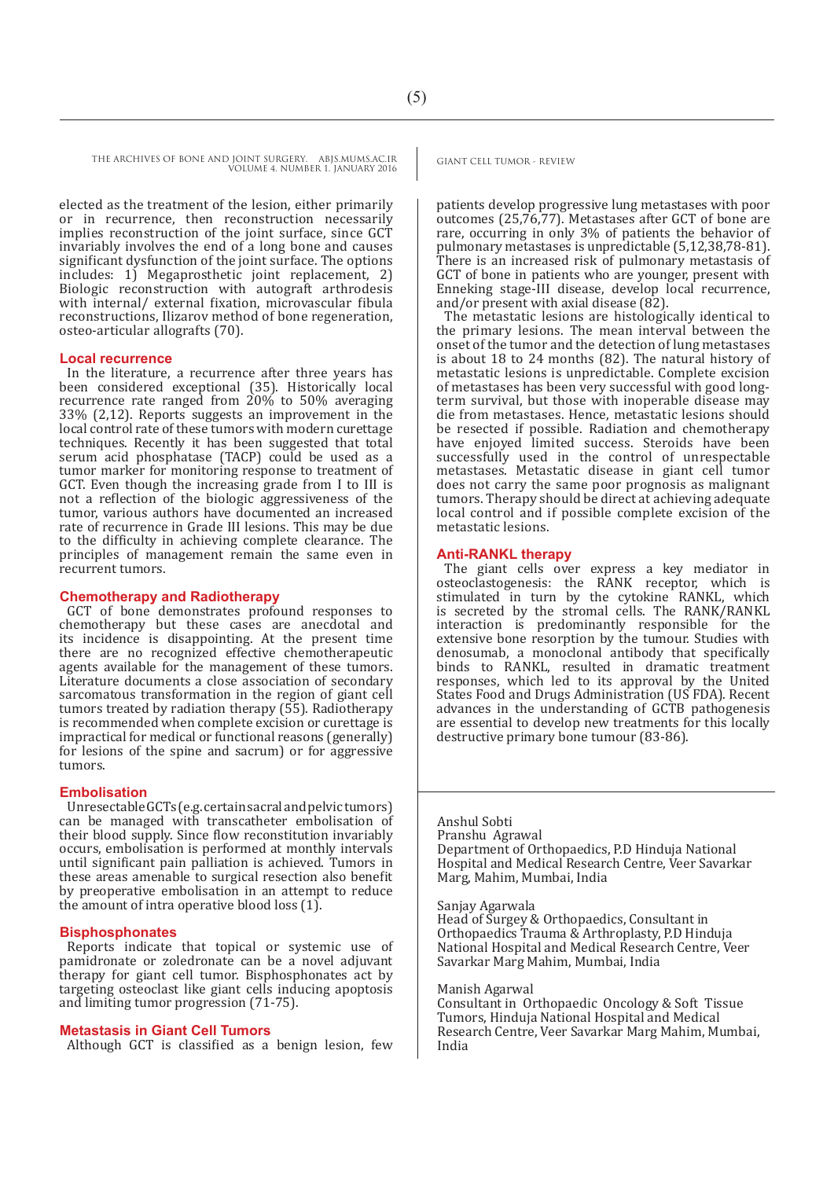elected as the treatment of the lesion, either primarily or in recurrence, then reconstruction necessarily implies reconstruction of the joint surface, since GCT invariably involves the end of a long bone and causes significant dysfunction of the joint surface. The options includes: 1) Megaprosthetic joint replacement, 2) Biologic reconstruction with autograft arthrodesis with internal/ external fixation, microvascular fibula reconstructions, Ilizarov method of bone regeneration, osteo-articular allografts (70).

## Local recurrence

In the literature, a recurrence after three years has been considered exceptional (35). Historically local recurrence rate ranged from 20% to 50% averaging 33% (2,12). Reports suggests an improvement in the local control rate of these tumors with modern curettage techniques. Recently it has been suggested that total serum acid phosphatase (TACP) could be used as a tumor marker for monitoring response to treatment of GCT. Even though the increasing grade from I to III is not a reflection of the biologic aggressiveness of the tumor, various authors have documented an increased rate of recurrence in Grade III lesions. This may be due to the difficulty in achieving complete clearance. The principles of management remain the same even in recurrent tumors.

## Chemotherapy and Radiotherapy

GCT of bone demonstrates profound responses to chemotherapy but these cases are anecdotal and its incidence is disappointing. At the present time there are no recognized effective chemotherapeutic agents available for the management of these tumors. Literature documents a close association of secondary sarcomatous transformation in the region of giant cell tumors treated by radiation therapy (55). Radiotherapy is recommended when complete excision or curettage is impractical for medical or functional reasons (generally) for lesions of the spine and sacrum) or for aggressive tumors.

## Embolisation

Unresectable GCTs (e.g. certain sacral and pelvic tumors) can be managed with transcatheter embolisation of their blood supply. Since flow reconstitution invariably occurs, embolisation is performed at monthly intervals until significant pain palliation is achieved. Tumors in these areas amenable to surgical resection also benefit by preoperative embolisation in an attempt to reduce the amount of intra operative blood loss (1).

## Bisphosphonates

Reports indicate that topical or systemic use of pamidronate or zoledronate can be a novel adjuvant therapy for giant cell tumor. Bisphosphonates act by targeting osteoclast like giant cells inducing apoptosis and limiting tumor progression (71-75).

## Metastasis in Giant Cell Tumors

Although GCT is classified as a benign lesion, few patients develop progressive lung metastases with poor outcomes (25,76,77). Metastases after GCT of bone are rare, occurring in only 3% of patients the behavior of pulmonary metastases is unpredictable (5,12,38,78-81). There is an increased risk of pulmonary metastasis of GCT of bone in patients who are younger, present with Enneking stage-III disease, develop local recurrence, and/or present with axial disease (82).

The metastatic lesions are histologically identical to the primary lesions. The mean interval between the onset of the tumor and the detection of lung metastases is about 18 to 24 months (82). The natural history of metastatic lesions is unpredictable. Complete excision of metastases has been very successful with good long-term survival, but those with inoperable disease may die from metastases. Hence, metastatic lesions should be resected if possible. Radiation and chemotherapy have enjoyed limited success. Steroids have been successfully used in the control of unrespectable metastases. Metastatic disease in giant cell tumor does not carry the same poor prognosis as malignant tumors. Therapy should be direct at achieving adequate local control and if possible complete excision of the metastatic lesions.

## Anti-RANKL therapy

The giant cells over express a key mediator in osteoclastogenesis: the RANK receptor, which is stimulated in turn by the cytokine RANKL, which is secreted by the stromal cells. The RANK/RANKL interaction is predominantly responsible for the extensive bone resorption by the tumour. Studies with denosumab, a monoclonal antibody that specifically binds to RANKL, resulted in dramatic treatment responses, which led to its approval by the United States Food and Drugs Administration (US FDA). Recent advances in the understanding of GCTB pathogenesis are essential to develop new treatments for this locally destructive primary bone tumour (83-86).

---

Anshul Sobti
Pranshu Agrawal
Department of Orthopaedics, P.D Hinduja National Hospital and Medical Research Centre, Veer Savarkar Marg, Mahim, Mumbai, India

Sanjay Agarwala
Head of Surgey & Orthopaedics, Consultant in Orthopaedics Trauma & Arthroplasty, P.D Hinduja National Hospital and Medical Research Centre, Veer Savarkar Marg Mahim, Mumbai, India

Manish Agarwal
Consultant in Orthopaedic Oncology & Soft Tissue Tumors, Hinduja National Hospital and Medical Research Centre, Veer Savarkar Marg Mahim, Mumbai, India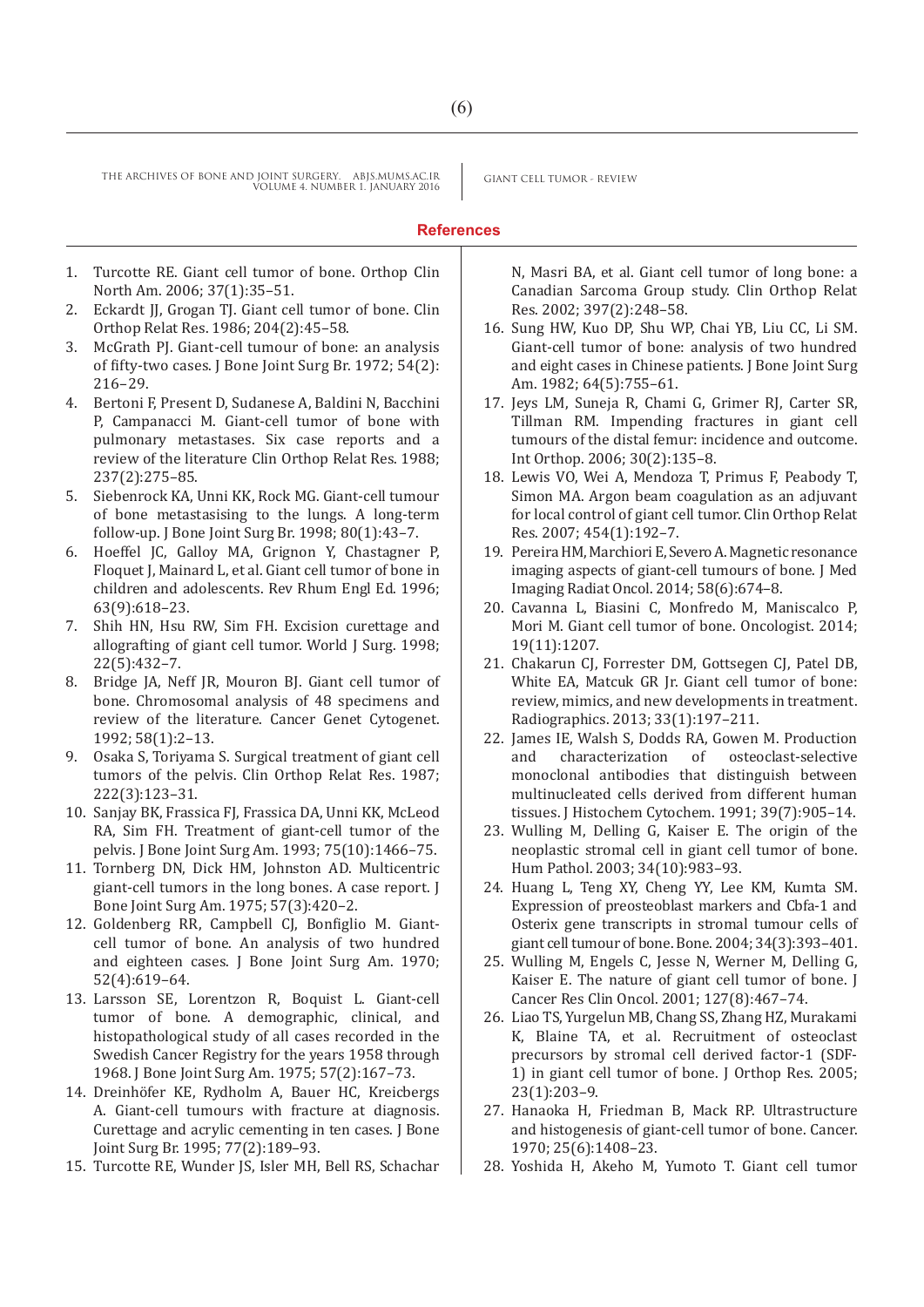## References

1. Turcotte RE. Giant cell tumor of bone. Orthop Clin North Am. 2006; 37(1):35–51.
2. Eckardt JJ, Grogan TJ. Giant cell tumor of bone. Clin Orthop Relat Res. 1986; 204(2):45–58.
3. McGrath PJ. Giant-cell tumour of bone: an analysis of fifty-two cases. J Bone Joint Surg Br. 1972; 54(2): 216–29.
4. Bertoni F, Present D, Sudanese A, Baldini N, Bacchini P, Campanacci M. Giant-cell tumor of bone with pulmonary metastases. Six case reports and a review of the literature Clin Orthop Relat Res. 1988; 237(2):275–85.
5. Siebenrock KA, Unni KK, Rock MG. Giant-cell tumour of bone metastasising to the lungs. A long-term follow-up. J Bone Joint Surg Br. 1998; 80(1):43–7.
6. Hoeffel JC, Galloy MA, Grignon Y, Chastagner P, Floquet J, Mainard L, et al. Giant cell tumor of bone in children and adolescents. Rev Rhum Engl Ed. 1996; 63(9):618–23.
7. Shih HN, Hsu RW, Sim FH. Excision curettage and allografting of giant cell tumor. World J Surg. 1998; 22(5):432–7.
8. Bridge JA, Neff JR, Mouron BJ. Giant cell tumor of bone. Chromosomal analysis of 48 specimens and review of the literature. Cancer Genet Cytogenet. 1992; 58(1):2–13.
9. Osaka S, Toriyama S. Surgical treatment of giant cell tumors of the pelvis. Clin Orthop Relat Res. 1987; 222(3):123–31.
10. Sanjay BK, Frassica FJ, Frassica DA, Unni KK, McLeod RA, Sim FH. Treatment of giant-cell tumor of the pelvis. J Bone Joint Surg Am. 1993; 75(10):1466–75.
11. Tornberg DN, Dick HM, Johnston AD. Multicentric giant-cell tumors in the long bones. A case report. J Bone Joint Surg Am. 1975; 57(3):420–2.
12. Goldenberg RR, Campbell CJ, Bonfiglio M. Giant-cell tumor of bone. An analysis of two hundred and eighteen cases. J Bone Joint Surg Am. 1970; 52(4):619–64.
13. Larsson SE, Lorentzon R, Boquist L. Giant-cell tumor of bone. A demographic, clinical, and histopathological study of all cases recorded in the Swedish Cancer Registry for the years 1958 through 1968. J Bone Joint Surg Am. 1975; 57(2):167–73.
14. Dreinhöfer KE, Rydholm A, Bauer HC, Kreicbergs A. Giant-cell tumours with fracture at diagnosis. Curettage and acrylic cementing in ten cases. J Bone Joint Surg Br. 1995; 77(2):189–93.
15. Turcotte RE, Wunder JS, Isler MH, Bell RS, Schachar N, Masri BA, et al. Giant cell tumor of long bone: a Canadian Sarcoma Group study. Clin Orthop Relat Res. 2002; 397(2):248–58.
16. Sung HW, Kuo DP, Shu WP, Chai YB, Liu CC, Li SM. Giant-cell tumor of bone: analysis of two hundred and eight cases in Chinese patients. J Bone Joint Surg Am. 1982; 64(5):755–61.
17. Jeys LM, Suneja R, Chami G, Grimer RJ, Carter SR, Tillman RM. Impending fractures in giant cell tumours of the distal femur: incidence and outcome. Int Orthop. 2006; 30(2):135–8.
18. Lewis VO, Wei A, Mendoza T, Primus F, Peabody T, Simon MA. Argon beam coagulation as an adjuvant for local control of giant cell tumor. Clin Orthop Relat Res. 2007; 454(1):192–7.
19. Pereira HM, Marchiori E, Severo A. Magnetic resonance imaging aspects of giant-cell tumours of bone. J Med Imaging Radiat Oncol. 2014; 58(6):674–8.
20. Cavanna L, Biasini C, Monfredo M, Maniscalco P, Mori M. Giant cell tumor of bone. Oncologist. 2014; 19(11):1207.
21. Chakarun CJ, Forrester DM, Gottsegen CJ, Patel DB, White EA, Matcuk GR Jr. Giant cell tumor of bone: review, mimics, and new developments in treatment. Radiographics. 2013; 33(1):197–211.
22. James IE, Walsh S, Dodds RA, Gowen M. Production and characterization of osteoclast-selective monoclonal antibodies that distinguish between multinucleated cells derived from different human tissues. J Histochem Cytochem. 1991; 39(7):905–14.
23. Wulling M, Delling G, Kaiser E. The origin of the neoplastic stromal cell in giant cell tumor of bone. Hum Pathol. 2003; 34(10):983–93.
24. Huang L, Teng XY, Cheng YY, Lee KM, Kumta SM. Expression of preosteoblast markers and Cbfa-1 and Osterix gene transcripts in stromal tumour cells of giant cell tumour of bone. Bone. 2004; 34(3):393–401.
25. Wulling M, Engels C, Jesse N, Werner M, Delling G, Kaiser E. The nature of giant cell tumor of bone. J Cancer Res Clin Oncol. 2001; 127(8):467–74.
26. Liao TS, Yurgelun MB, Chang SS, Zhang HZ, Murakami K, Blaine TA, et al. Recruitment of osteoclast precursors by stromal cell derived factor-1 (SDF-1) in giant cell tumor of bone. J Orthop Res. 2005; 23(1):203–9.
27. Hanaoka H, Friedman B, Mack RP. Ultrastructure and histogenesis of giant-cell tumor of bone. Cancer. 1970; 25(6):1408–23.
28. Yoshida H, Akeho M, Yumoto T. Giant cell tumor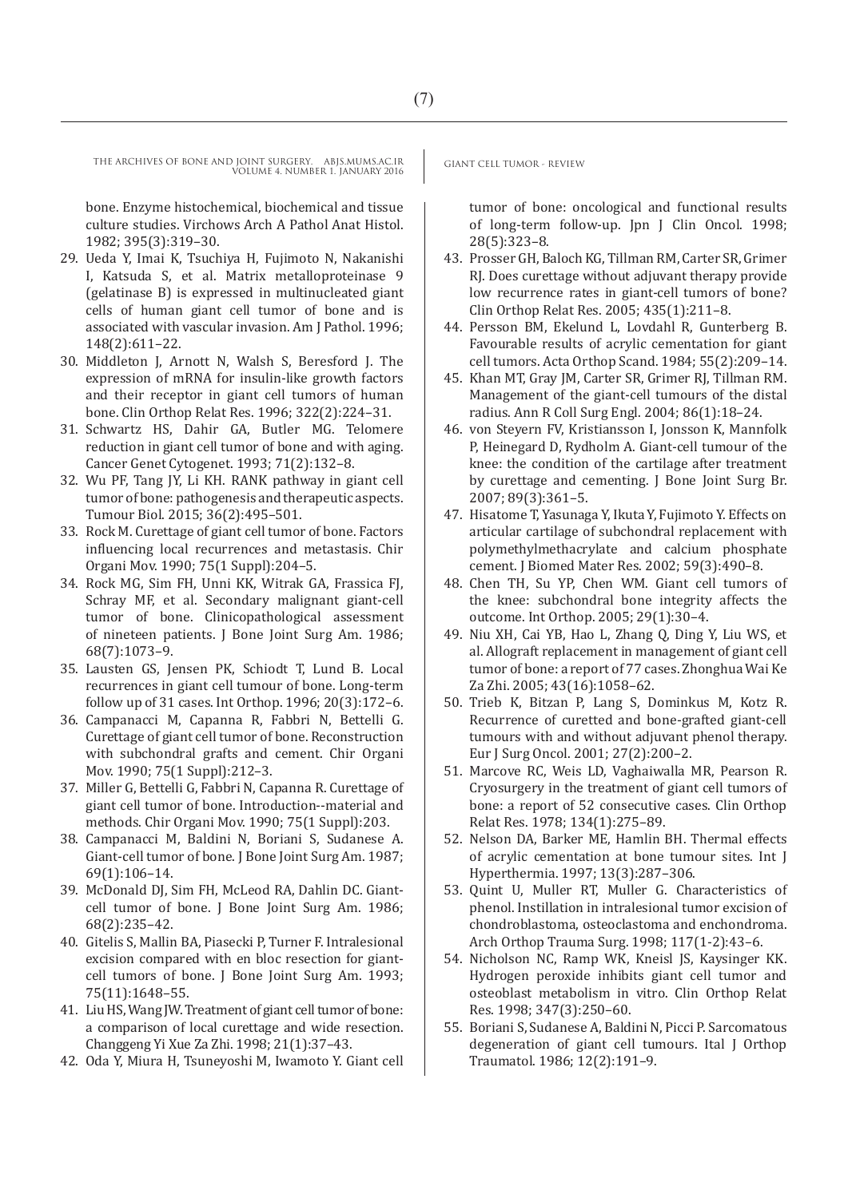bone. Enzyme histochemical, biochemical and tissue culture studies. Virchows Arch A Pathol Anat Histol. 1982; 395(3):319–30.

29. Ueda Y, Imai K, Tsuchiya H, Fujimoto N, Nakanishi I, Katsuda S, et al. Matrix metalloproteinase 9 (gelatinase B) is expressed in multinucleated giant cells of human giant cell tumor of bone and is associated with vascular invasion. Am J Pathol. 1996; 148(2):611–22.
30. Middleton J, Arnott N, Walsh S, Beresford J. The expression of mRNA for insulin-like growth factors and their receptor in giant cell tumors of human bone. Clin Orthop Relat Res. 1996; 322(2):224–31.
31. Schwartz HS, Dahir GA, Butler MG. Telomere reduction in giant cell tumor of bone and with aging. Cancer Genet Cytogenet. 1993; 71(2):132–8.
32. Wu PF, Tang JY, Li KH. RANK pathway in giant cell tumor of bone: pathogenesis and therapeutic aspects. Tumour Biol. 2015; 36(2):495–501.
33. Rock M. Curettage of giant cell tumor of bone. Factors influencing local recurrences and metastasis. Chir Organi Mov. 1990; 75(1 Suppl):204–5.
34. Rock MG, Sim FH, Unni KK, Witrak GA, Frassica FJ, Schray MF, et al. Secondary malignant giant-cell tumor of bone. Clinicopathological assessment of nineteen patients. J Bone Joint Surg Am. 1986; 68(7):1073–9.
35. Lausten GS, Jensen PK, Schiodt T, Lund B. Local recurrences in giant cell tumour of bone. Long-term follow up of 31 cases. Int Orthop. 1996; 20(3):172–6.
36. Campanacci M, Capanna R, Fabbri N, Bettelli G. Curettage of giant cell tumor of bone. Reconstruction with subchondral grafts and cement. Chir Organi Mov. 1990; 75(1 Suppl):212–3.
37. Miller G, Bettelli G, Fabbri N, Capanna R. Curettage of giant cell tumor of bone. Introduction--material and methods. Chir Organi Mov. 1990; 75(1 Suppl):203.
38. Campanacci M, Baldini N, Boriani S, Sudanese A. Giant-cell tumor of bone. J Bone Joint Surg Am. 1987; 69(1):106–14.
39. McDonald DJ, Sim FH, McLeod RA, Dahlin DC. Giant-cell tumor of bone. J Bone Joint Surg Am. 1986; 68(2):235–42.
40. Gitelis S, Mallin BA, Piasecki P, Turner F. Intralesional excision compared with en bloc resection for giant-cell tumors of bone. J Bone Joint Surg Am. 1993; 75(11):1648–55.
41. Liu HS, Wang JW. Treatment of giant cell tumor of bone: a comparison of local curettage and wide resection. Changgeng Yi Xue Za Zhi. 1998; 21(1):37–43.
42. Oda Y, Miura H, Tsuneyoshi M, Iwamoto Y. Giant cell tumor of bone: oncological and functional results of long-term follow-up. Jpn J Clin Oncol. 1998; 28(5):323–8.
43. Prosser GH, Baloch KG, Tillman RM, Carter SR, Grimer RJ. Does curettage without adjuvant therapy provide low recurrence rates in giant-cell tumors of bone? Clin Orthop Relat Res. 2005; 435(1):211–8.
44. Persson BM, Ekelund L, Lovdahl R, Gunterberg B. Favourable results of acrylic cementation for giant cell tumors. Acta Orthop Scand. 1984; 55(2):209–14.
45. Khan MT, Gray JM, Carter SR, Grimer RJ, Tillman RM. Management of the giant-cell tumours of the distal radius. Ann R Coll Surg Engl. 2004; 86(1):18–24.
46. von Steyern FV, Kristiansson I, Jonsson K, Mannfolk P, Heinegard D, Rydholm A. Giant-cell tumour of the knee: the condition of the cartilage after treatment by curettage and cementing. J Bone Joint Surg Br. 2007; 89(3):361–5.
47. Hisatome T, Yasunaga Y, Ikuta Y, Fujimoto Y. Effects on articular cartilage of subchondral replacement with polymethylmethacrylate and calcium phosphate cement. J Biomed Mater Res. 2002; 59(3):490–8.
48. Chen TH, Su YP, Chen WM. Giant cell tumors of the knee: subchondral bone integrity affects the outcome. Int Orthop. 2005; 29(1):30–4.
49. Niu XH, Cai YB, Hao L, Zhang Q, Ding Y, Liu WS, et al. Allograft replacement in management of giant cell tumor of bone: a report of 77 cases. Zhonghua Wai Ke Za Zhi. 2005; 43(16):1058–62.
50. Trieb K, Bitzan P, Lang S, Dominkus M, Kotz R. Recurrence of curetted and bone-grafted giant-cell tumours with and without adjuvant phenol therapy. Eur J Surg Oncol. 2001; 27(2):200–2.
51. Marcove RC, Weis LD, Vaghaiwalla MR, Pearson R. Cryosurgery in the treatment of giant cell tumors of bone: a report of 52 consecutive cases. Clin Orthop Relat Res. 1978; 134(1):275–89.
52. Nelson DA, Barker ME, Hamlin BH. Thermal effects of acrylic cementation at bone tumour sites. Int J Hyperthermia. 1997; 13(3):287–306.
53. Quint U, Muller RT, Muller G. Characteristics of phenol. Instillation in intralesional tumor excision of chondroblastoma, osteoclastoma and enchondroma. Arch Orthop Trauma Surg. 1998; 117(1-2):43–6.
54. Nicholson NC, Ramp WK, Kneisl JS, Kaysinger KK. Hydrogen peroxide inhibits giant cell tumor and osteoblast metabolism in vitro. Clin Orthop Relat Res. 1998; 347(3):250–60.
55. Boriani S, Sudanese A, Baldini N, Picci P. Sarcomatous degeneration of giant cell tumours. Ital J Orthop Traumatol. 1986; 12(2):191–9.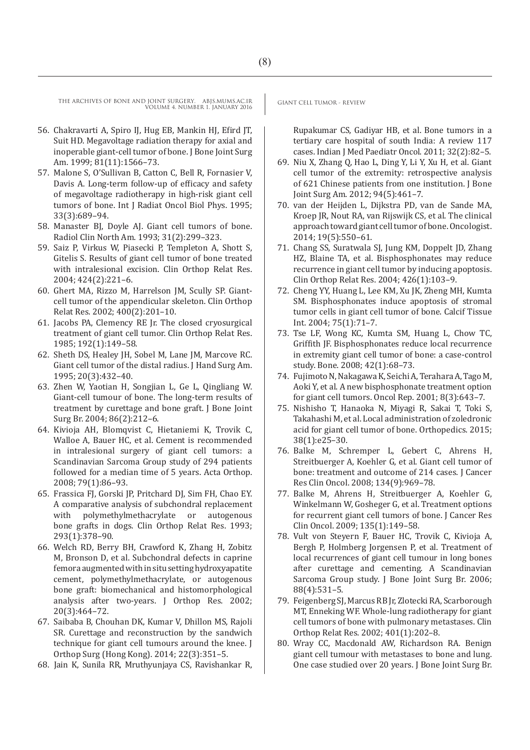56. Chakravarti A, Spiro IJ, Hug EB, Mankin HJ, Efird JT, Suit HD. Megavoltage radiation therapy for axial and inoperable giant-cell tumor of bone. J Bone Joint Surg Am. 1999; 81(11):1566–73.
57. Malone S, O'Sullivan B, Catton C, Bell R, Fornasier V, Davis A. Long-term follow-up of efficacy and safety of megavoltage radiotherapy in high-risk giant cell tumors of bone. Int J Radiat Oncol Biol Phys. 1995; 33(3):689–94.
58. Manaster BJ, Doyle AJ. Giant cell tumors of bone. Radiol Clin North Am. 1993; 31(2):299–323.
59. Saiz P, Virkus W, Piasecki P, Templeton A, Shott S, Gitelis S. Results of giant cell tumor of bone treated with intralesional excision. Clin Orthop Relat Res. 2004; 424(2):221–6.
60. Ghert MA, Rizzo M, Harrelson JM, Scully SP. Giant-cell tumor of the appendicular skeleton. Clin Orthop Relat Res. 2002; 400(2):201–10.
61. Jacobs PA, Clemency RE Jr. The closed cryosurgical treatment of giant cell tumor. Clin Orthop Relat Res. 1985; 192(1):149–58.
62. Sheth DS, Healey JH, Sobel M, Lane JM, Marcove RC. Giant cell tumor of the distal radius. J Hand Surg Am. 1995; 20(3):432–40.
63. Zhen W, Yaotian H, Songjian L, Ge L, Qingliang W. Giant-cell tumour of bone. The long-term results of treatment by curettage and bone graft. J Bone Joint Surg Br. 2004; 86(2):212–6.
64. Kivioja AH, Blomqvist C, Hietaniemi K, Trovik C, Walloe A, Bauer HC, et al. Cement is recommended in intralesional surgery of giant cell tumors: a Scandinavian Sarcoma Group study of 294 patients followed for a median time of 5 years. Acta Orthop. 2008; 79(1):86–93.
65. Frassica FJ, Gorski JP, Pritchard DJ, Sim FH, Chao EY. A comparative analysis of subchondral replacement with polymethylmethacrylate or autogenous bone grafts in dogs. Clin Orthop Relat Res. 1993; 293(1):378–90.
66. Welch RD, Berry BH, Crawford K, Zhang H, Zobitz M, Bronson D, et al. Subchondral defects in caprine femora augmented with in situ setting hydroxyapatite cement, polymethylmethacrylate, or autogenous bone graft: biomechanical and histomorphological analysis after two-years. J Orthop Res. 2002; 20(3):464–72.
67. Saibaba B, Chouhan DK, Kumar V, Dhillon MS, Rajoli SR. Curettage and reconstruction by the sandwich technique for giant cell tumours around the knee. J Orthop Surg (Hong Kong). 2014; 22(3):351–5.
68. Jain K, Sunila RR, Mruthyunjaya CS, Ravishankar R, Rupakumar CS, Gadiyar HB, et al. Bone tumors in a tertiary care hospital of south India: A review 117 cases. Indian J Med Paediatr Oncol. 2011; 32(2):82–5.
69. Niu X, Zhang Q, Hao L, Ding Y, Li Y, Xu H, et al. Giant cell tumor of the extremity: retrospective analysis of 621 Chinese patients from one institution. J Bone Joint Surg Am. 2012; 94(5):461–7.
70. van der Heijden L, Dijkstra PD, van de Sande MA, Kroep JR, Nout RA, van Rijswijk CS, et al. The clinical approach toward giant cell tumor of bone. Oncologist. 2014; 19(5):550–61.
71. Chang SS, Suratwala SJ, Jung KM, Doppelt JD, Zhang HZ, Blaine TA, et al. Bisphosphonates may reduce recurrence in giant cell tumor by inducing apoptosis. Clin Orthop Relat Res. 2004; 426(1):103–9.
72. Cheng YY, Huang L, Lee KM, Xu JK, Zheng MH, Kumta SM. Bisphosphonates induce apoptosis of stromal tumor cells in giant cell tumor of bone. Calcif Tissue Int. 2004; 75(1):71–7.
73. Tse LF, Wong KC, Kumta SM, Huang L, Chow TC, Griffith JF. Bisphosphonates reduce local recurrence in extremity giant cell tumor of bone: a case-control study. Bone. 2008; 42(1):68–73.
74. Fujimoto N, Nakagawa K, Seichi A, Terahara A, Tago M, Aoki Y, et al. A new bisphosphonate treatment option for giant cell tumors. Oncol Rep. 2001; 8(3):643–7.
75. Nishisho T, Hanaoka N, Miyagi R, Sakai T, Toki S, Takahashi M, et al. Local administration of zoledronic acid for giant cell tumor of bone. Orthopedics. 2015; 38(1):e25–30.
76. Balke M, Schremper L, Gebert C, Ahrens H, Streitbuerger A, Koehler G, et al. Giant cell tumor of bone: treatment and outcome of 214 cases. J Cancer Res Clin Oncol. 2008; 134(9):969–78.
77. Balke M, Ahrens H, Streitbuerger A, Koehler G, Winkelmann W, Gosheger G, et al. Treatment options for recurrent giant cell tumors of bone. J Cancer Res Clin Oncol. 2009; 135(1):149–58.
78. Vult von Steyern F, Bauer HC, Trovik C, Kivioja A, Bergh P, Holmberg Jorgensen P, et al. Treatment of local recurrences of giant cell tumour in long bones after curettage and cementing. A Scandinavian Sarcoma Group study. J Bone Joint Surg Br. 2006; 88(4):531–5.
79. Feigenberg SJ, Marcus RB Jr, Zlotecki RA, Scarborough MT, Enneking WF. Whole-lung radiotherapy for giant cell tumors of bone with pulmonary metastases. Clin Orthop Relat Res. 2002; 401(1):202–8.
80. Wray CC, Macdonald AW, Richardson RA. Benign giant cell tumour with metastases to bone and lung. One case studied over 20 years. J Bone Joint Surg Br.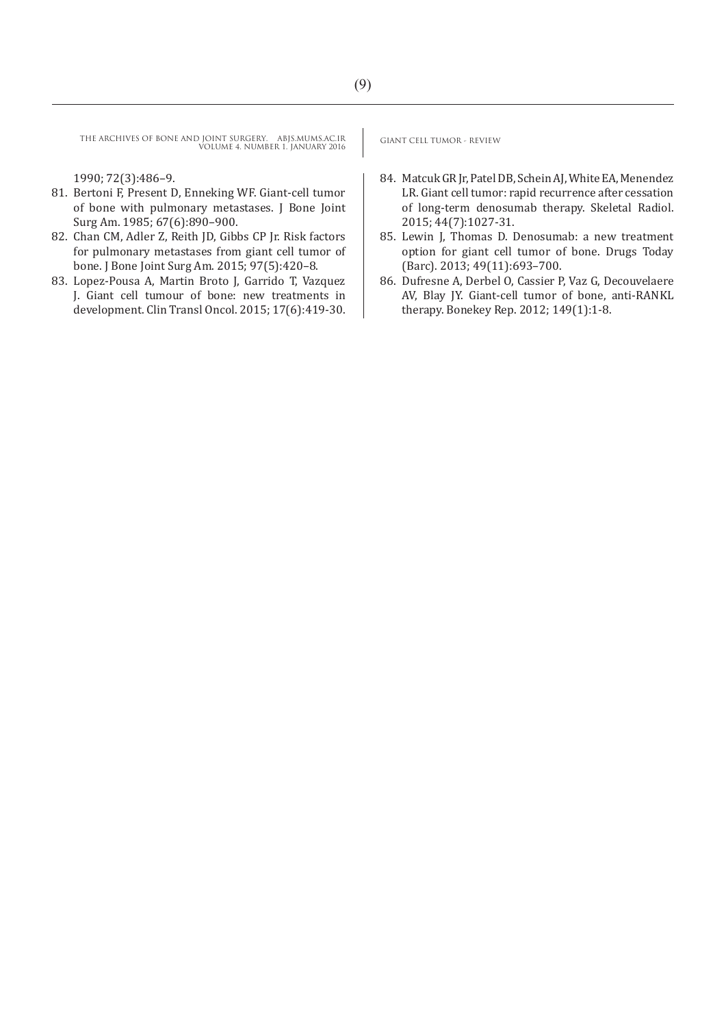1990; 72(3):486–9.

81. Bertoni F, Present D, Enneking WF. Giant-cell tumor of bone with pulmonary metastases. J Bone Joint Surg Am. 1985; 67(6):890–900.
82. Chan CM, Adler Z, Reith JD, Gibbs CP Jr. Risk factors for pulmonary metastases from giant cell tumor of bone. J Bone Joint Surg Am. 2015; 97(5):420–8.
83. Lopez-Pousa A, Martin Broto J, Garrido T, Vazquez J. Giant cell tumour of bone: new treatments in development. Clin Transl Oncol. 2015; 17(6):419-30.
84. Matcuk GR Jr, Patel DB, Schein AJ, White EA, Menendez LR. Giant cell tumor: rapid recurrence after cessation of long-term denosumab therapy. Skeletal Radiol. 2015; 44(7):1027-31.
85. Lewin J, Thomas D. Denosumab: a new treatment option for giant cell tumor of bone. Drugs Today (Barc). 2013; 49(11):693–700.
86. Dufresne A, Derbel O, Cassier P, Vaz G, Decouvelaere AV, Blay JY. Giant-cell tumor of bone, anti-RANKL therapy. Bonekey Rep. 2012; 149(1):1-8.